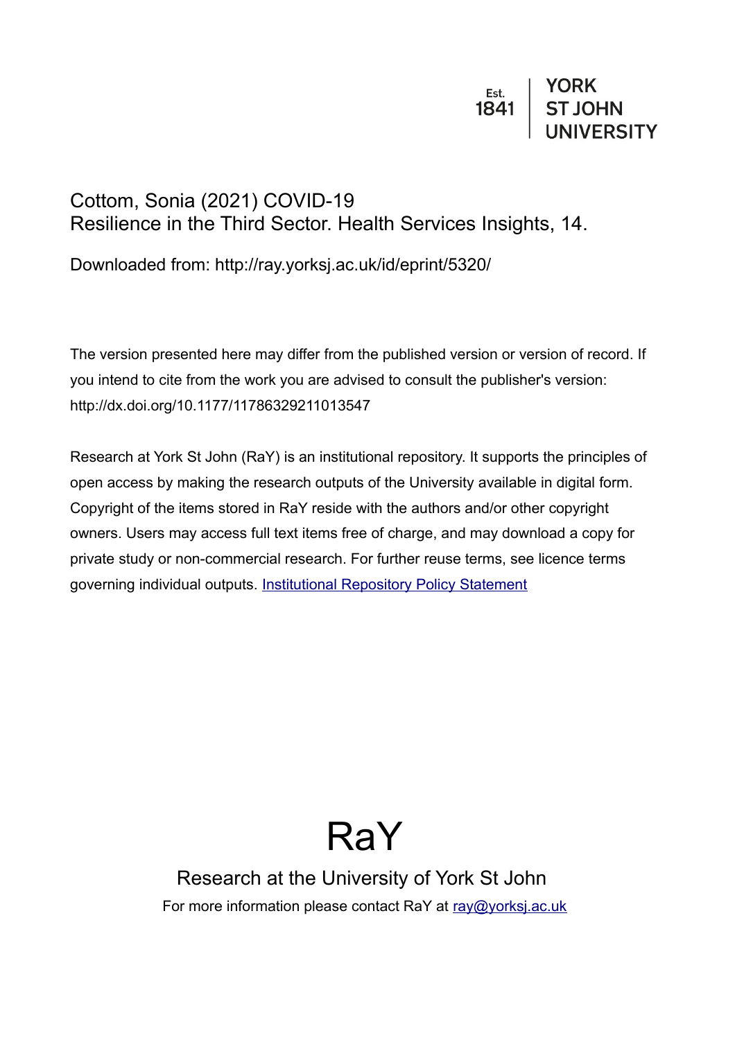Est. 1841 | YORK ST JOHN UNIVERSITY

Cottom, Sonia (2021) COVID-19 Resilience in the Third Sector. Health Services Insights, 14.

Downloaded from: http://ray.yorksj.ac.uk/id/eprint/5320/

The version presented here may differ from the published version or version of record. If you intend to cite from the work you are advised to consult the publisher's version: http://dx.doi.org/10.1177/11786329211013547

Research at York St John (RaY) is an institutional repository. It supports the principles of open access by making the research outputs of the University available in digital form. Copyright of the items stored in RaY reside with the authors and/or other copyright owners. Users may access full text items free of charge, and may download a copy for private study or non-commercial research. For further reuse terms, see licence terms governing individual outputs. [Institutional Repository Policy Statement]

# RaY

Research at the University of York St John

For more information please contact RaY at ray@yorksj.ac.uk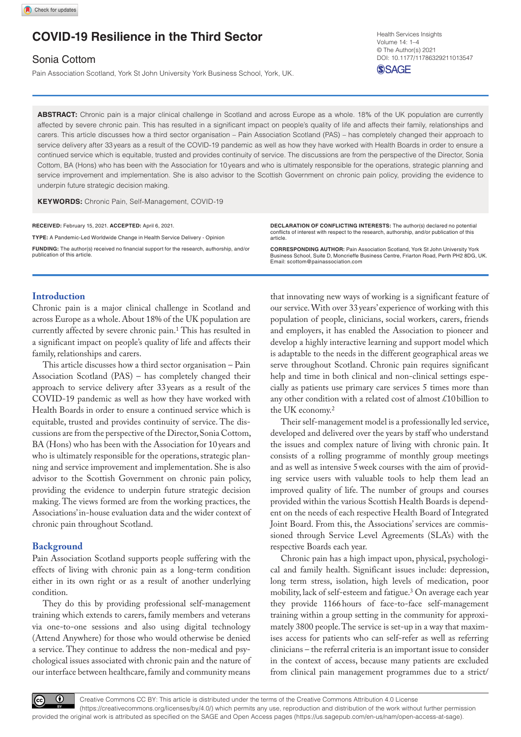# COVID-19 Resilience in the Third Sector

Sonia Cottom

Pain Association Scotland, York St John University York Business School, York, UK.

Health Services Insights
Volume 14: 1–4
© The Author(s) 2021
DOI: 10.1177/11786329211013547

**ABSTRACT:** Chronic pain is a major clinical challenge in Scotland and across Europe as a whole. 18% of the UK population are currently affected by severe chronic pain. This has resulted in a significant impact on people's quality of life and affects their family, relationships and carers. This article discusses how a third sector organisation – Pain Association Scotland (PAS) – has completely changed their approach to service delivery after 33 years as a result of the COVID-19 pandemic as well as how they have worked with Health Boards in order to ensure a continued service which is equitable, trusted and provides continuity of service. The discussions are from the perspective of the Director, Sonia Cottom, BA (Hons) who has been with the Association for 10 years and who is ultimately responsible for the operations, strategic planning and service improvement and implementation. She is also advisor to the Scottish Government on chronic pain policy, providing the evidence to underpin future strategic decision making.

**KEYWORDS:** Chronic Pain, Self-Management, COVID-19

**RECEIVED:** February 15, 2021. **ACCEPTED:** April 6, 2021.

**TYPE:** A Pandemic-Led Worldwide Change in Health Service Delivery - Opinion

**FUNDING:** The author(s) received no financial support for the research, authorship, and/or publication of this article.

**DECLARATION OF CONFLICTING INTERESTS:** The author(s) declared no potential conflicts of interest with respect to the research, authorship, and/or publication of this article.

**CORRESPONDING AUTHOR:** Pain Association Scotland, York St John University York Business School, Suite D, Moncrieffe Business Centre, Friarton Road, Perth PH2 8DG, UK. Email: scottom@painassociation.com

## Introduction

Chronic pain is a major clinical challenge in Scotland and across Europe as a whole. About 18% of the UK population are currently affected by severe chronic pain.[1] This has resulted in a significant impact on people's quality of life and affects their family, relationships and carers.

This article discusses how a third sector organisation – Pain Association Scotland (PAS) – has completely changed their approach to service delivery after 33 years as a result of the COVID-19 pandemic as well as how they have worked with Health Boards in order to ensure a continued service which is equitable, trusted and provides continuity of service. The discussions are from the perspective of the Director, Sonia Cottom, BA (Hons) who has been with the Association for 10 years and who is ultimately responsible for the operations, strategic planning and service improvement and implementation. She is also advisor to the Scottish Government on chronic pain policy, providing the evidence to underpin future strategic decision making. The views formed are from the working practices, the Associations' in-house evaluation data and the wider context of chronic pain throughout Scotland.

## Background

Pain Association Scotland supports people suffering with the effects of living with chronic pain as a long-term condition either in its own right or as a result of another underlying condition.

They do this by providing professional self-management training which extends to carers, family members and veterans via one-to-one sessions and also using digital technology (Attend Anywhere) for those who would otherwise be denied a service. They continue to address the non-medical and psychological issues associated with chronic pain and the nature of our interface between healthcare, family and community means that innovating new ways of working is a significant feature of our service. With over 33 years' experience of working with this population of people, clinicians, social workers, carers, friends and employers, it has enabled the Association to pioneer and develop a highly interactive learning and support model which is adaptable to the needs in the different geographical areas we serve throughout Scotland. Chronic pain requires significant help and time in both clinical and non-clinical settings especially as patients use primary care services 5 times more than any other condition with a related cost of almost £10 billion to the UK economy.[2]

Their self-management model is a professionally led service, developed and delivered over the years by staff who understand the issues and complex nature of living with chronic pain. It consists of a rolling programme of monthly group meetings and as well as intensive 5 week courses with the aim of providing service users with valuable tools to help them lead an improved quality of life. The number of groups and courses provided within the various Scottish Health Boards is dependent on the needs of each respective Health Board of Integrated Joint Board. From this, the Associations' services are commissioned through Service Level Agreements (SLA's) with the respective Boards each year.

Chronic pain has a high impact upon, physical, psychological and family health. Significant issues include: depression, long term stress, isolation, high levels of medication, poor mobility, lack of self-esteem and fatigue.[3] On average each year they provide 1166 hours of face-to-face self-management training within a group setting in the community for approximately 3800 people. The service is set-up in a way that maximises access for patients who can self-refer as well as referring clinicians – the referral criteria is an important issue to consider in the context of access, because many patients are excluded from clinical pain management programmes due to a strict/

Creative Commons CC BY: This article is distributed under the terms of the Creative Commons Attribution 4.0 License (https://creativecommons.org/licenses/by/4.0/) which permits any use, reproduction and distribution of the work without further permission provided the original work is attributed as specified on the SAGE and Open Access pages (https://us.sagepub.com/en-us/nam/open-access-at-sage).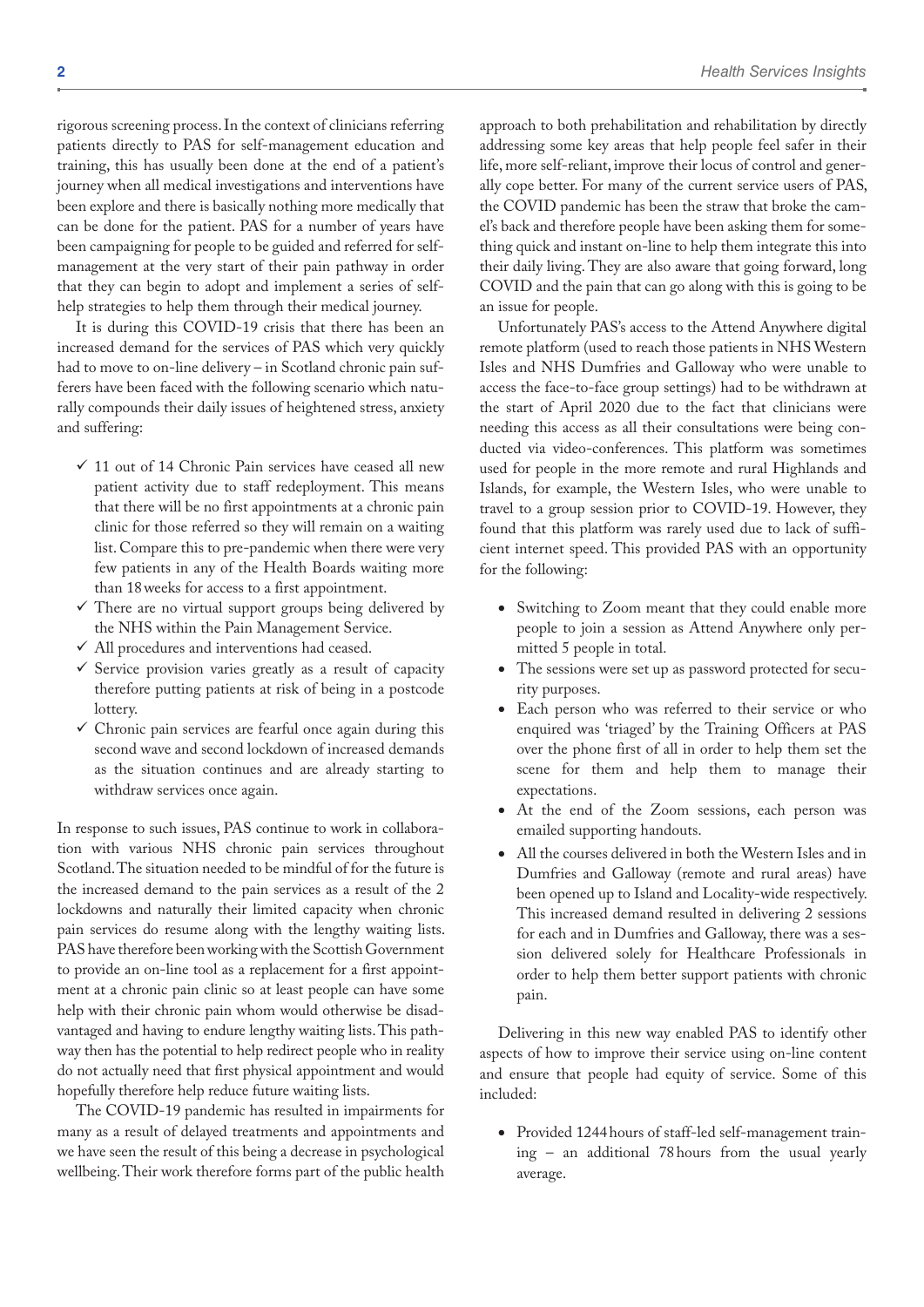rigorous screening process. In the context of clinicians referring patients directly to PAS for self-management education and training, this has usually been done at the end of a patient's journey when all medical investigations and interventions have been explore and there is basically nothing more medically that can be done for the patient. PAS for a number of years have been campaigning for people to be guided and referred for self-management at the very start of their pain pathway in order that they can begin to adopt and implement a series of self-help strategies to help them through their medical journey.

It is during this COVID-19 crisis that there has been an increased demand for the services of PAS which very quickly had to move to on-line delivery – in Scotland chronic pain sufferers have been faced with the following scenario which naturally compounds their daily issues of heightened stress, anxiety and suffering:

- ✓ 11 out of 14 Chronic Pain services have ceased all new patient activity due to staff redeployment. This means that there will be no first appointments at a chronic pain clinic for those referred so they will remain on a waiting list. Compare this to pre-pandemic when there were very few patients in any of the Health Boards waiting more than 18 weeks for access to a first appointment.
- ✓ There are no virtual support groups being delivered by the NHS within the Pain Management Service.
- ✓ All procedures and interventions had ceased.
- ✓ Service provision varies greatly as a result of capacity therefore putting patients at risk of being in a postcode lottery.
- ✓ Chronic pain services are fearful once again during this second wave and second lockdown of increased demands as the situation continues and are already starting to withdraw services once again.

In response to such issues, PAS continue to work in collaboration with various NHS chronic pain services throughout Scotland. The situation needed to be mindful of for the future is the increased demand to the pain services as a result of the 2 lockdowns and naturally their limited capacity when chronic pain services do resume along with the lengthy waiting lists. PAS have therefore been working with the Scottish Government to provide an on-line tool as a replacement for a first appointment at a chronic pain clinic so at least people can have some help with their chronic pain whom would otherwise be disadvantaged and having to endure lengthy waiting lists. This pathway then has the potential to help redirect people who in reality do not actually need that first physical appointment and would hopefully therefore help reduce future waiting lists.

The COVID-19 pandemic has resulted in impairments for many as a result of delayed treatments and appointments and we have seen the result of this being a decrease in psychological wellbeing. Their work therefore forms part of the public health approach to both prehabilitation and rehabilitation by directly addressing some key areas that help people feel safer in their life, more self-reliant, improve their locus of control and generally cope better. For many of the current service users of PAS, the COVID pandemic has been the straw that broke the camel's back and therefore people have been asking them for something quick and instant on-line to help them integrate this into their daily living. They are also aware that going forward, long COVID and the pain that can go along with this is going to be an issue for people.

Unfortunately PAS's access to the Attend Anywhere digital remote platform (used to reach those patients in NHS Western Isles and NHS Dumfries and Galloway who were unable to access the face-to-face group settings) had to be withdrawn at the start of April 2020 due to the fact that clinicians were needing this access as all their consultations were being conducted via video-conferences. This platform was sometimes used for people in the more remote and rural Highlands and Islands, for example, the Western Isles, who were unable to travel to a group session prior to COVID-19. However, they found that this platform was rarely used due to lack of sufficient internet speed. This provided PAS with an opportunity for the following:

- Switching to Zoom meant that they could enable more people to join a session as Attend Anywhere only permitted 5 people in total.
- The sessions were set up as password protected for security purposes.
- Each person who was referred to their service or who enquired was 'triaged' by the Training Officers at PAS over the phone first of all in order to help them set the scene for them and help them to manage their expectations.
- At the end of the Zoom sessions, each person was emailed supporting handouts.
- All the courses delivered in both the Western Isles and in Dumfries and Galloway (remote and rural areas) have been opened up to Island and Locality-wide respectively. This increased demand resulted in delivering 2 sessions for each and in Dumfries and Galloway, there was a session delivered solely for Healthcare Professionals in order to help them better support patients with chronic pain.

Delivering in this new way enabled PAS to identify other aspects of how to improve their service using on-line content and ensure that people had equity of service. Some of this included:

- Provided 1244 hours of staff-led self-management training – an additional 78 hours from the usual yearly average.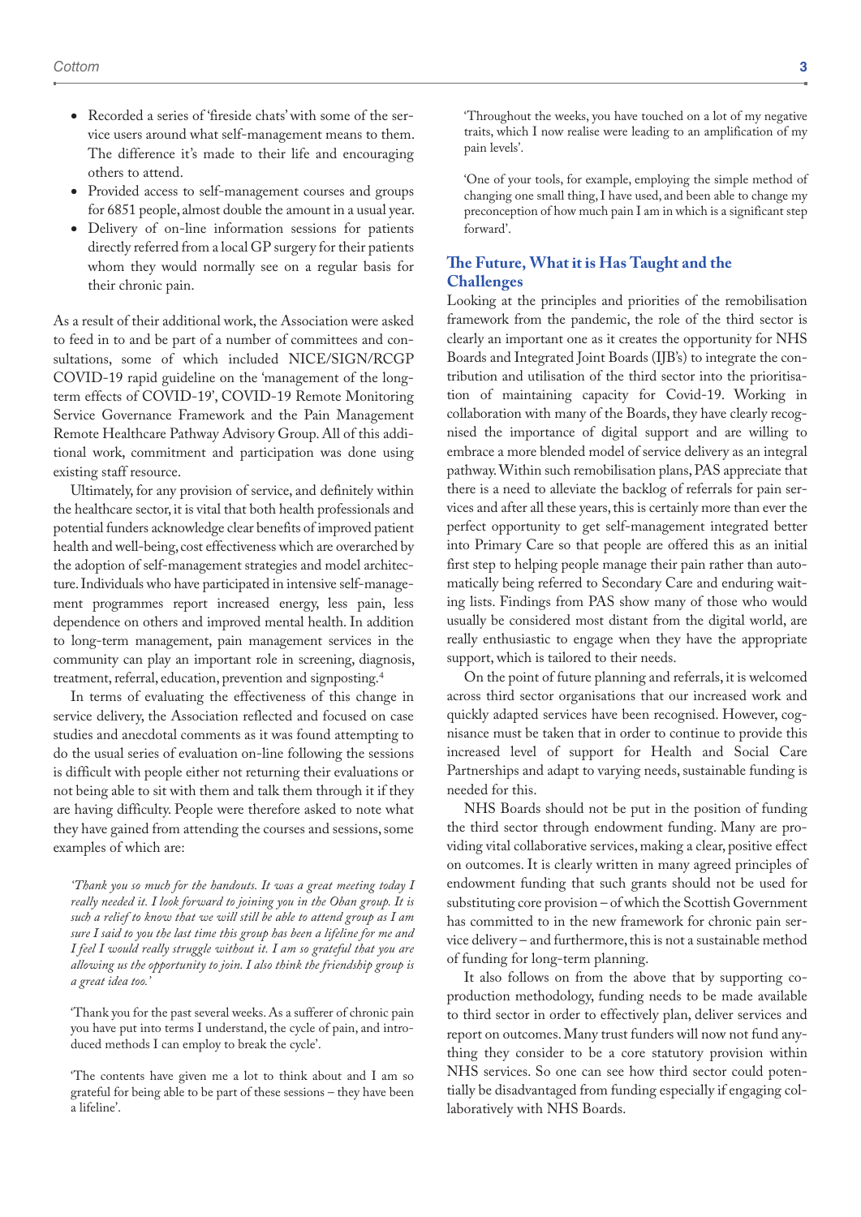- Recorded a series of 'fireside chats' with some of the service users around what self-management means to them. The difference it's made to their life and encouraging others to attend.
- Provided access to self-management courses and groups for 6851 people, almost double the amount in a usual year.
- Delivery of on-line information sessions for patients directly referred from a local GP surgery for their patients whom they would normally see on a regular basis for their chronic pain.

As a result of their additional work, the Association were asked to feed in to and be part of a number of committees and consultations, some of which included NICE/SIGN/RCGP COVID-19 rapid guideline on the 'management of the long-term effects of COVID-19', COVID-19 Remote Monitoring Service Governance Framework and the Pain Management Remote Healthcare Pathway Advisory Group. All of this additional work, commitment and participation was done using existing staff resource.

Ultimately, for any provision of service, and definitely within the healthcare sector, it is vital that both health professionals and potential funders acknowledge clear benefits of improved patient health and well-being, cost effectiveness which are overarched by the adoption of self-management strategies and model architecture. Individuals who have participated in intensive self-management programmes report increased energy, less pain, less dependence on others and improved mental health. In addition to long-term management, pain management services in the community can play an important role in screening, diagnosis, treatment, referral, education, prevention and signposting.[4]

In terms of evaluating the effectiveness of this change in service delivery, the Association reflected and focused on case studies and anecdotal comments as it was found attempting to do the usual series of evaluation on-line following the sessions is difficult with people either not returning their evaluations or not being able to sit with them and talk them through it if they are having difficulty. People were therefore asked to note what they have gained from attending the courses and sessions, some examples of which are:

> *'Thank you so much for the handouts. It was a great meeting today I really needed it. I look forward to joining you in the Oban group. It is such a relief to know that we will still be able to attend group as I am sure I said to you the last time this group has been a lifeline for me and I feel I would really struggle without it. I am so grateful that you are allowing us the opportunity to join. I also think the friendship group is a great idea too.'*

> 'Thank you for the past several weeks. As a sufferer of chronic pain you have put into terms I understand, the cycle of pain, and introduced methods I can employ to break the cycle'.

> 'The contents have given me a lot to think about and I am so grateful for being able to be part of these sessions – they have been a lifeline'.

> 'Throughout the weeks, you have touched on a lot of my negative traits, which I now realise were leading to an amplification of my pain levels'.

> 'One of your tools, for example, employing the simple method of changing one small thing, I have used, and been able to change my preconception of how much pain I am in which is a significant step forward'.

## The Future, What it is Has Taught and the Challenges

Looking at the principles and priorities of the remobilisation framework from the pandemic, the role of the third sector is clearly an important one as it creates the opportunity for NHS Boards and Integrated Joint Boards (IJB's) to integrate the contribution and utilisation of the third sector into the prioritisation of maintaining capacity for Covid-19. Working in collaboration with many of the Boards, they have clearly recognised the importance of digital support and are willing to embrace a more blended model of service delivery as an integral pathway. Within such remobilisation plans, PAS appreciate that there is a need to alleviate the backlog of referrals for pain services and after all these years, this is certainly more than ever the perfect opportunity to get self-management integrated better into Primary Care so that people are offered this as an initial first step to helping people manage their pain rather than automatically being referred to Secondary Care and enduring waiting lists. Findings from PAS show many of those who would usually be considered most distant from the digital world, are really enthusiastic to engage when they have the appropriate support, which is tailored to their needs.

On the point of future planning and referrals, it is welcomed across third sector organisations that our increased work and quickly adapted services have been recognised. However, cognisance must be taken that in order to continue to provide this increased level of support for Health and Social Care Partnerships and adapt to varying needs, sustainable funding is needed for this.

NHS Boards should not be put in the position of funding the third sector through endowment funding. Many are providing vital collaborative services, making a clear, positive effect on outcomes. It is clearly written in many agreed principles of endowment funding that such grants should not be used for substituting core provision – of which the Scottish Government has committed to in the new framework for chronic pain service delivery – and furthermore, this is not a sustainable method of funding for long-term planning.

It also follows on from the above that by supporting co-production methodology, funding needs to be made available to third sector in order to effectively plan, deliver services and report on outcomes. Many trust funders will now not fund anything they consider to be a core statutory provision within NHS services. So one can see how third sector could potentially be disadvantaged from funding especially if engaging collaboratively with NHS Boards.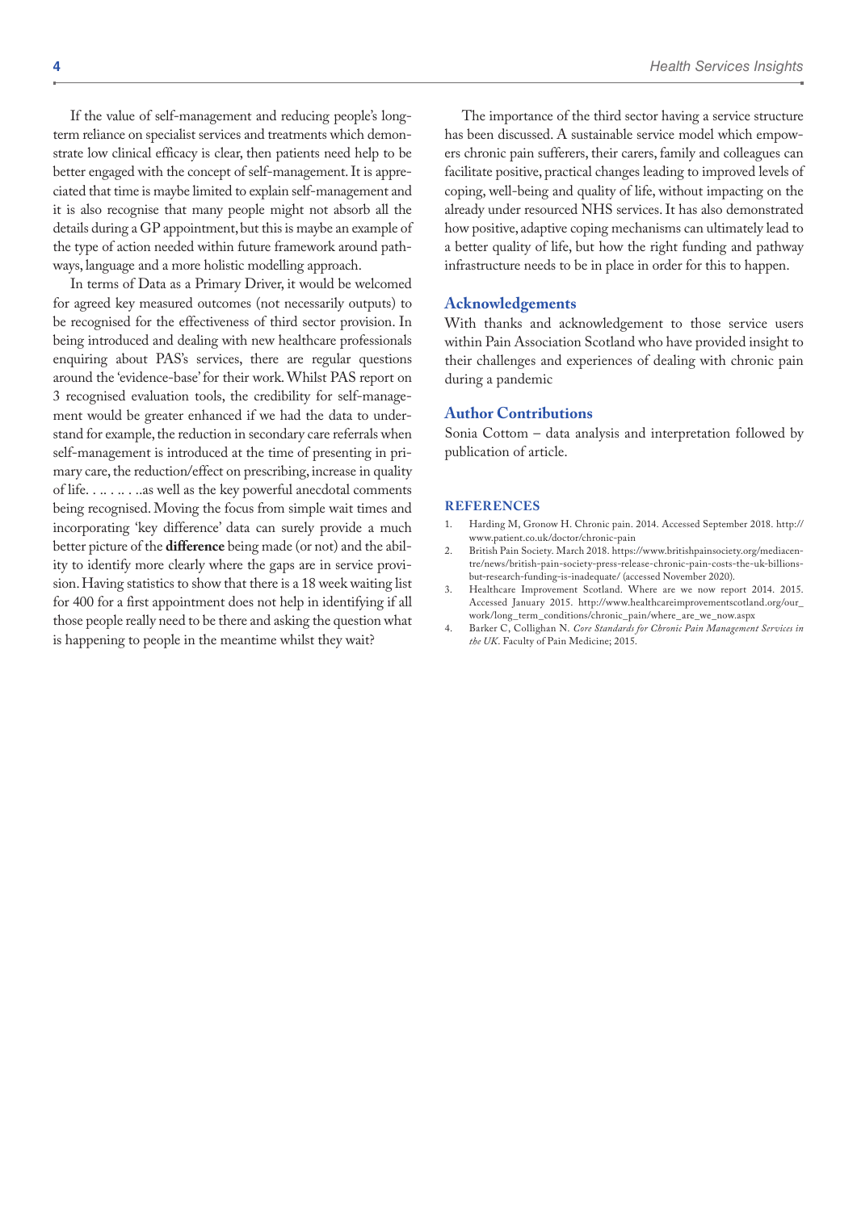If the value of self-management and reducing people's long-term reliance on specialist services and treatments which demonstrate low clinical efficacy is clear, then patients need help to be better engaged with the concept of self-management. It is appreciated that time is maybe limited to explain self-management and it is also recognise that many people might not absorb all the details during a GP appointment, but this is maybe an example of the type of action needed within future framework around pathways, language and a more holistic modelling approach.

In terms of Data as a Primary Driver, it would be welcomed for agreed key measured outcomes (not necessarily outputs) to be recognised for the effectiveness of third sector provision. In being introduced and dealing with new healthcare professionals enquiring about PAS's services, there are regular questions around the 'evidence-base' for their work. Whilst PAS report on 3 recognised evaluation tools, the credibility for self-management would be greater enhanced if we had the data to understand for example, the reduction in secondary care referrals when self-management is introduced at the time of presenting in primary care, the reduction/effect on prescribing, increase in quality of life. . .. . .. . ..as well as the key powerful anecdotal comments being recognised. Moving the focus from simple wait times and incorporating 'key difference' data can surely provide a much better picture of the **difference** being made (or not) and the ability to identify more clearly where the gaps are in service provision. Having statistics to show that there is a 18 week waiting list for 400 for a first appointment does not help in identifying if all those people really need to be there and asking the question what is happening to people in the meantime whilst they wait?

The importance of the third sector having a service structure has been discussed. A sustainable service model which empowers chronic pain sufferers, their carers, family and colleagues can facilitate positive, practical changes leading to improved levels of coping, well-being and quality of life, without impacting on the already under resourced NHS services. It has also demonstrated how positive, adaptive coping mechanisms can ultimately lead to a better quality of life, but how the right funding and pathway infrastructure needs to be in place in order for this to happen.

## Acknowledgements

With thanks and acknowledgement to those service users within Pain Association Scotland who have provided insight to their challenges and experiences of dealing with chronic pain during a pandemic

## Author Contributions

Sonia Cottom – data analysis and interpretation followed by publication of article.

## REFERENCES

1. Harding M, Gronow H. Chronic pain. 2014. Accessed September 2018. http://www.patient.co.uk/doctor/chronic-pain
2. British Pain Society. March 2018. https://www.britishpainsociety.org/mediacentre/news/british-pain-society-press-release-chronic-pain-costs-the-uk-billions-but-research-funding-is-inadequate/ (accessed November 2020).
3. Healthcare Improvement Scotland. Where are we now report 2014. 2015. Accessed January 2015. http://www.healthcareimprovementscotland.org/our_work/long_term_conditions/chronic_pain/where_are_we_now.aspx
4. Barker C, Colligan N. *Core Standards for Chronic Pain Management Services in the UK*. Faculty of Pain Medicine; 2015.